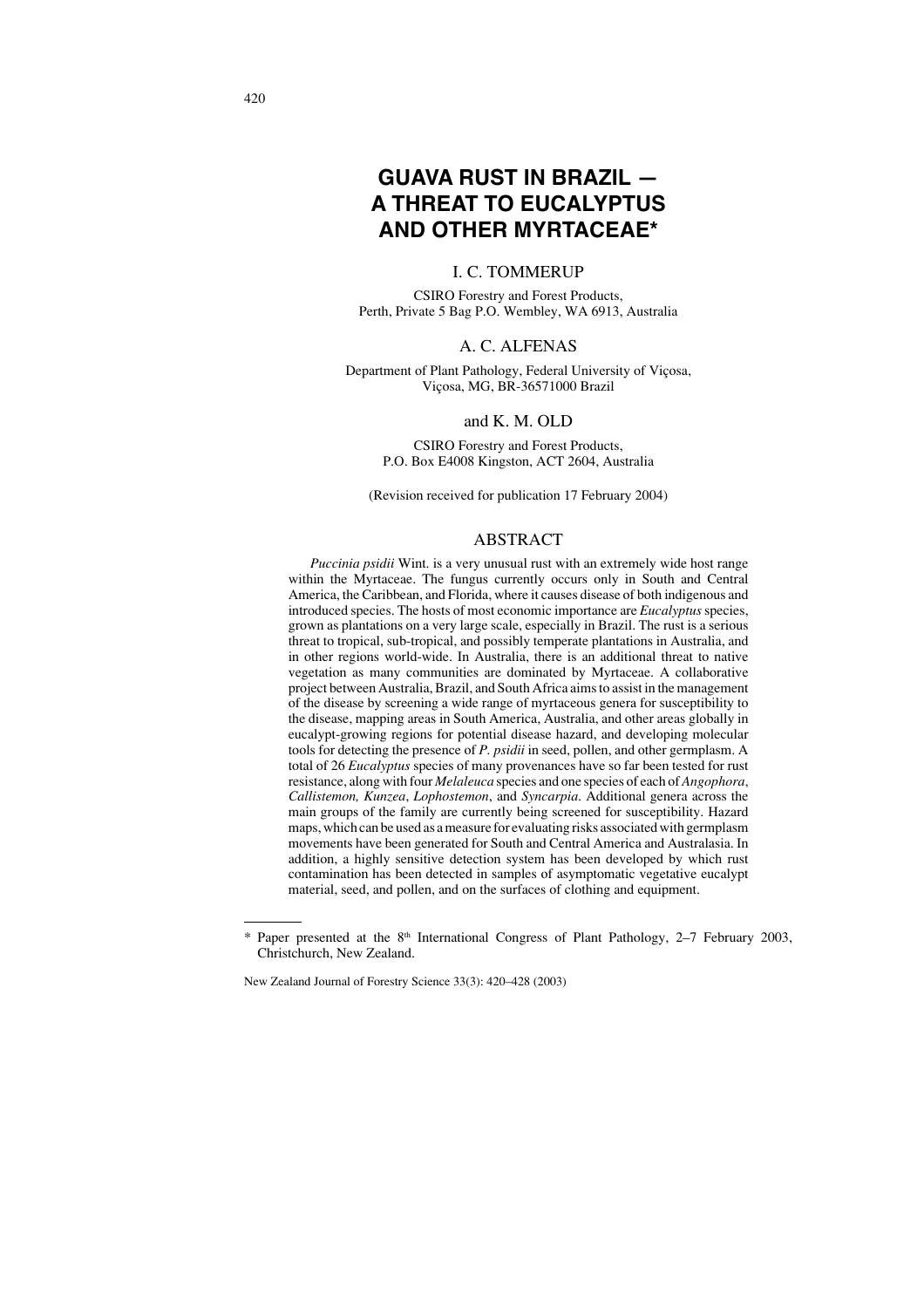# GUAVA RUST IN BRAZIL — A THREAT TO EUCALYPTUS AND OTHER MYRTACEAE*

I. C. TOMMERUP

CSIRO Forestry and Forest Products,
Perth, Private 5 Bag P.O. Wembley, WA 6913, Australia

A. C. ALFENAS

Department of Plant Pathology, Federal University of Viçosa,
Viçosa, MG, BR-36571000 Brazil

and K. M. OLD

CSIRO Forestry and Forest Products,
P.O. Box E4008 Kingston, ACT 2604, Australia

(Revision received for publication 17 February 2004)

## ABSTRACT

*Puccinia psidii* Wint. is a very unusual rust with an extremely wide host range within the Myrtaceae. The fungus currently occurs only in South and Central America, the Caribbean, and Florida, where it causes disease of both indigenous and introduced species. The hosts of most economic importance are *Eucalyptus* species, grown as plantations on a very large scale, especially in Brazil. The rust is a serious threat to tropical, sub-tropical, and possibly temperate plantations in Australia, and in other regions world-wide. In Australia, there is an additional threat to native vegetation as many communities are dominated by Myrtaceae. A collaborative project between Australia, Brazil, and South Africa aims to assist in the management of the disease by screening a wide range of myrtaceous genera for susceptibility to the disease, mapping areas in South America, Australia, and other areas globally in eucalypt-growing regions for potential disease hazard, and developing molecular tools for detecting the presence of *P. psidii* in seed, pollen, and other germplasm. A total of 26 *Eucalyptus* species of many provenances have so far been tested for rust resistance, along with four *Melaleuca* species and one species of each of *Angophora*, *Callistemon, Kunzea*, *Lophostemon*, and *Syncarpia*. Additional genera across the main groups of the family are currently being screened for susceptibility. Hazard maps, which can be used as a measure for evaluating risks associated with germplasm movements have been generated for South and Central America and Australasia. In addition, a highly sensitive detection system has been developed by which rust contamination has been detected in samples of asymptomatic vegetative eucalypt material, seed, and pollen, and on the surfaces of clothing and equipment.

---

* Paper presented at the 8th International Congress of Plant Pathology, 2–7 February 2003, Christchurch, New Zealand.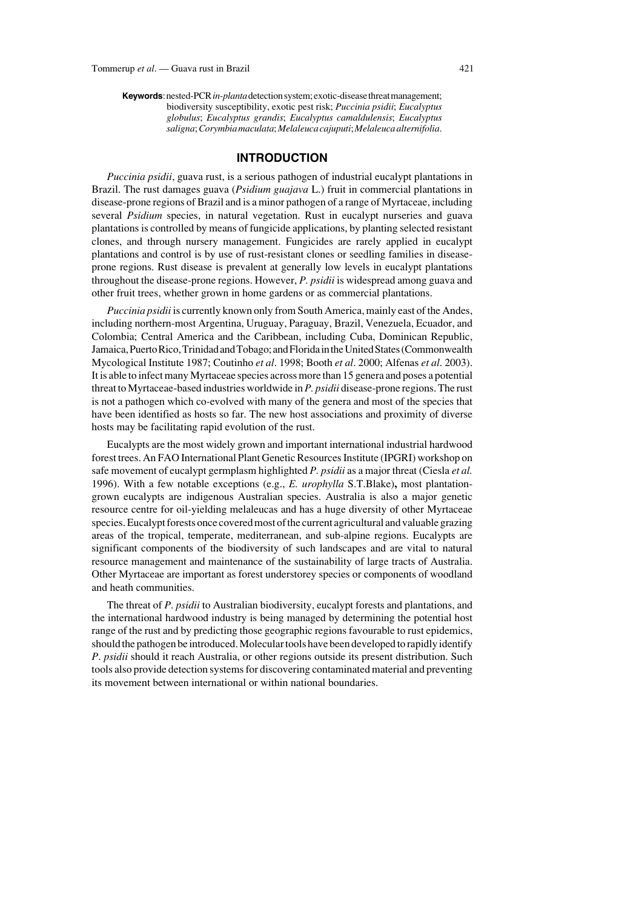**Keywords**: nested-PCR *in-planta* detection system; exotic-disease threat management; biodiversity susceptibility, exotic pest risk; *Puccinia psidii*; *Eucalyptus globulus*; *Eucalyptus grandis*; *Eucalyptus camaldulensis*; *Eucalyptus saligna*; *Corymbia maculata*; *Melaleuca cajuputi*; *Melaleuca alternifolia*.

## INTRODUCTION

*Puccinia psidii*, guava rust, is a serious pathogen of industrial eucalypt plantations in Brazil. The rust damages guava (*Psidium guajava* L.) fruit in commercial plantations in disease-prone regions of Brazil and is a minor pathogen of a range of Myrtaceae, including several *Psidium* species, in natural vegetation. Rust in eucalypt nurseries and guava plantations is controlled by means of fungicide applications, by planting selected resistant clones, and through nursery management. Fungicides are rarely applied in eucalypt plantations and control is by use of rust-resistant clones or seedling families in disease-prone regions. Rust disease is prevalent at generally low levels in eucalypt plantations throughout the disease-prone regions. However, *P. psidii* is widespread among guava and other fruit trees, whether grown in home gardens or as commercial plantations.

*Puccinia psidii* is currently known only from South America, mainly east of the Andes, including northern-most Argentina, Uruguay, Paraguay, Brazil, Venezuela, Ecuador, and Colombia; Central America and the Caribbean, including Cuba, Dominican Republic, Jamaica, Puerto Rico, Trinidad and Tobago; and Florida in the United States (Commonwealth Mycological Institute 1987; Coutinho *et al*. 1998; Booth *et al*. 2000; Alfenas *et al*. 2003). It is able to infect many Myrtaceae species across more than 15 genera and poses a potential threat to Myrtaceae-based industries worldwide in *P. psidii* disease-prone regions. The rust is not a pathogen which co-evolved with many of the genera and most of the species that have been identified as hosts so far. The new host associations and proximity of diverse hosts may be facilitating rapid evolution of the rust.

Eucalypts are the most widely grown and important international industrial hardwood forest trees. An FAO International Plant Genetic Resources Institute (IPGRI) workshop on safe movement of eucalypt germplasm highlighted *P. psidii* as a major threat (Ciesla *et al.* 1996). With a few notable exceptions (e.g., *E. urophylla* S.T.Blake)**,** most plantation-grown eucalypts are indigenous Australian species. Australia is also a major genetic resource centre for oil-yielding melaleucas and has a huge diversity of other Myrtaceae species. Eucalypt forests once covered most of the current agricultural and valuable grazing areas of the tropical, temperate, mediterranean, and sub-alpine regions. Eucalypts are significant components of the biodiversity of such landscapes and are vital to natural resource management and maintenance of the sustainability of large tracts of Australia. Other Myrtaceae are important as forest understorey species or components of woodland and heath communities.

The threat of *P. psidii* to Australian biodiversity, eucalypt forests and plantations, and the international hardwood industry is being managed by determining the potential host range of the rust and by predicting those geographic regions favourable to rust epidemics, should the pathogen be introduced. Molecular tools have been developed to rapidly identify *P. psidii* should it reach Australia, or other regions outside its present distribution. Such tools also provide detection systems for discovering contaminated material and preventing its movement between international or within national boundaries.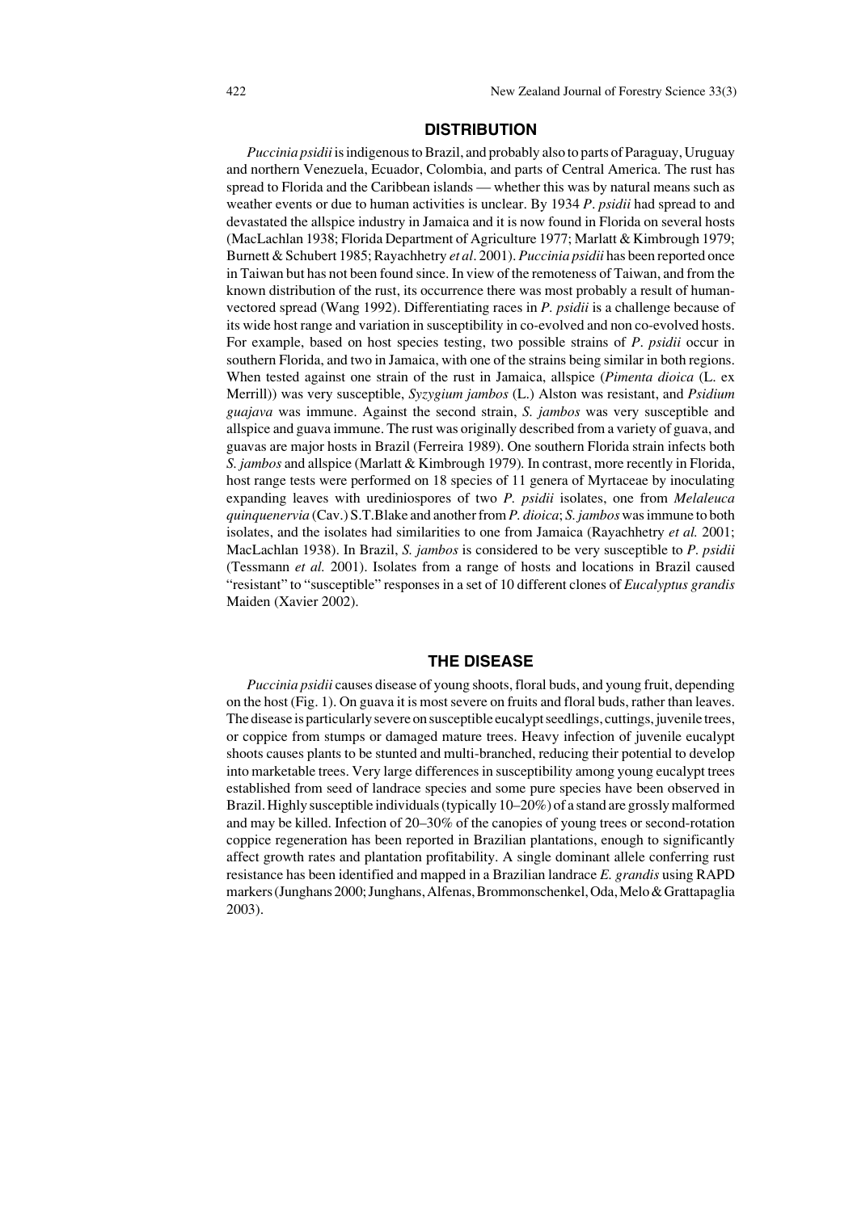## DISTRIBUTION

*Puccinia psidii* is indigenous to Brazil, and probably also to parts of Paraguay, Uruguay and northern Venezuela, Ecuador, Colombia, and parts of Central America. The rust has spread to Florida and the Caribbean islands — whether this was by natural means such as weather events or due to human activities is unclear. By 1934 *P. psidii* had spread to and devastated the allspice industry in Jamaica and it is now found in Florida on several hosts (MacLachlan 1938; Florida Department of Agriculture 1977; Marlatt & Kimbrough 1979; Burnett & Schubert 1985; Rayachhetry *et al*. 2001). *Puccinia psidii* has been reported once in Taiwan but has not been found since. In view of the remoteness of Taiwan, and from the known distribution of the rust, its occurrence there was most probably a result of human-vectored spread (Wang 1992). Differentiating races in *P. psidii* is a challenge because of its wide host range and variation in susceptibility in co-evolved and non co-evolved hosts. For example, based on host species testing, two possible strains of *P. psidii* occur in southern Florida, and two in Jamaica, with one of the strains being similar in both regions. When tested against one strain of the rust in Jamaica, allspice (*Pimenta dioica* (L. ex Merrill)) was very susceptible, *Syzygium jambos* (L.) Alston was resistant, and *Psidium guajava* was immune. Against the second strain, *S. jambos* was very susceptible and allspice and guava immune. The rust was originally described from a variety of guava, and guavas are major hosts in Brazil (Ferreira 1989). One southern Florida strain infects both *S. jambos* and allspice (Marlatt & Kimbrough 1979). In contrast, more recently in Florida, host range tests were performed on 18 species of 11 genera of Myrtaceae by inoculating expanding leaves with urediniospores of two *P. psidii* isolates, one from *Melaleuca quinquenervia* (Cav.) S.T.Blake and another from *P. dioica*; *S. jambos* was immune to both isolates, and the isolates had similarities to one from Jamaica (Rayachhetry *et al.* 2001; MacLachlan 1938). In Brazil, *S. jambos* is considered to be very susceptible to *P. psidii* (Tessmann *et al.* 2001). Isolates from a range of hosts and locations in Brazil caused "resistant" to "susceptible" responses in a set of 10 different clones of *Eucalyptus grandis* Maiden (Xavier 2002).

## THE DISEASE

*Puccinia psidii* causes disease of young shoots, floral buds, and young fruit, depending on the host (Fig. 1). On guava it is most severe on fruits and floral buds, rather than leaves. The disease is particularly severe on susceptible eucalypt seedlings, cuttings, juvenile trees, or coppice from stumps or damaged mature trees. Heavy infection of juvenile eucalypt shoots causes plants to be stunted and multi-branched, reducing their potential to develop into marketable trees. Very large differences in susceptibility among young eucalypt trees established from seed of landrace species and some pure species have been observed in Brazil. Highly susceptible individuals (typically 10–20%) of a stand are grossly malformed and may be killed. Infection of 20–30% of the canopies of young trees or second-rotation coppice regeneration has been reported in Brazilian plantations, enough to significantly affect growth rates and plantation profitability. A single dominant allele conferring rust resistance has been identified and mapped in a Brazilian landrace *E. grandis* using RAPD markers (Junghans 2000; Junghans, Alfenas, Brommonschenkel, Oda, Melo & Grattapaglia 2003).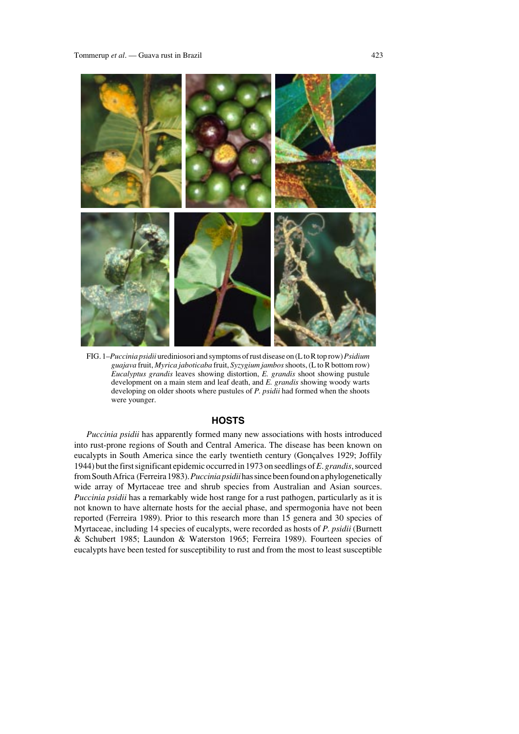FIG. 1–*Puccinia psidii* urediniosori and symptoms of rust disease on (L to R top row) *Psidium guajava* fruit, *Myrica jaboticaba* fruit, *Syzygium jambos* shoots, (L to R bottom row) *Eucalyptus grandis* leaves showing distortion, *E. grandis* shoot showing pustule development on a main stem and leaf death, and *E. grandis* showing woody warts developing on older shoots where pustules of *P. psidii* had formed when the shoots were younger.

## HOSTS

*Puccinia psidii* has apparently formed many new associations with hosts introduced into rust-prone regions of South and Central America. The disease has been known on eucalypts in South America since the early twentieth century (Gonçalves 1929; Joffily 1944) but the first significant epidemic occurred in 1973 on seedlings of *E. grandis*, sourced from South Africa (Ferreira 1983). *Puccinia psidii* has since been found on a phylogenetically wide array of Myrtaceae tree and shrub species from Australian and Asian sources. *Puccinia psidii* has a remarkably wide host range for a rust pathogen, particularly as it is not known to have alternate hosts for the aecial phase, and spermogonia have not been reported (Ferreira 1989). Prior to this research more than 15 genera and 30 species of Myrtaceae, including 14 species of eucalypts, were recorded as hosts of *P. psidii* (Burnett & Schubert 1985; Laundon & Waterston 1965; Ferreira 1989). Fourteen species of eucalypts have been tested for susceptibility to rust and from the most to least susceptible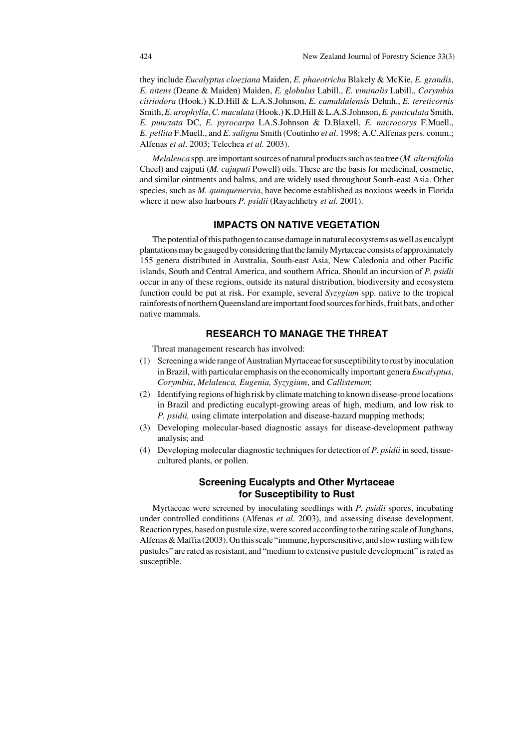they include *Eucalyptus cloeziana* Maiden, *E. phaeotricha* Blakely & McKie, *E. grandis*, *E. nitens* (Deane & Maiden) Maiden, *E. globulus* Labill., *E. viminalis* Labill., *Corymbia citriodora* (Hook.) K.D.Hill & L.A.S.Johnson, *E. camaldulensis* Dehnh., *E. tereticornis* Smith, *E. urophylla*, *C. maculata* (Hook.) K.D.Hill & L.A.S.Johnson, *E. paniculata* Smith, *E. punctata* DC, *E. pyrocarpa* LA.S.Johnson & D.Blaxell, *E. microcorys* F.Muell., *E. pellita* F.Muell., and *E. saligna* Smith (Coutinho *et al*. 1998; A.C.Alfenas pers. comm.; Alfenas *et al*. 2003; Telechea *et al.* 2003).

*Melaleuca* spp. are important sources of natural products such as tea tree (*M. alternifolia* Cheel) and cajputi (*M. cajuputi* Powell) oils. These are the basis for medicinal, cosmetic, and similar ointments and balms, and are widely used throughout South-east Asia. Other species, such as *M. quinquenervia*, have become established as noxious weeds in Florida where it now also harbours *P. psidii* (Rayachhetry *et al.* 2001).

## IMPACTS ON NATIVE VEGETATION

The potential of this pathogen to cause damage in natural ecosystems as well as eucalypt plantations may be gauged by considering that the family Myrtaceae consists of approximately 155 genera distributed in Australia, South-east Asia, New Caledonia and other Pacific islands, South and Central America, and southern Africa. Should an incursion of *P. psidii* occur in any of these regions, outside its natural distribution, biodiversity and ecosystem function could be put at risk. For example, several *Syzygium* spp. native to the tropical rainforests of northern Queensland are important food sources for birds, fruit bats, and other native mammals.

## RESEARCH TO MANAGE THE THREAT

Threat management research has involved:

(1) Screening a wide range of Australian Myrtaceae for susceptibility to rust by inoculation in Brazil, with particular emphasis on the economically important genera *Eucalyptus*, *Corymbia*, *Melaleuca, Eugenia, Syzygium*, and *Callistemon*;

(2) Identifying regions of high risk by climate matching to known disease-prone locations in Brazil and predicting eucalypt-growing areas of high, medium, and low risk to *P. psidii,* using climate interpolation and disease-hazard mapping methods;

(3) Developing molecular-based diagnostic assays for disease-development pathway analysis; and

(4) Developing molecular diagnostic techniques for detection of *P. psidii* in seed, tissue-cultured plants, or pollen.

### Screening Eucalypts and Other Myrtaceae for Susceptibility to Rust

Myrtaceae were screened by inoculating seedlings with *P. psidii* spores, incubating under controlled conditions (Alfenas *et al*. 2003), and assessing disease development. Reaction types, based on pustule size, were scored according to the rating scale of Junghans, Alfenas & Maffia (2003). On this scale "immune, hypersensitive, and slow rusting with few pustules" are rated as resistant, and "medium to extensive pustule development" is rated as susceptible.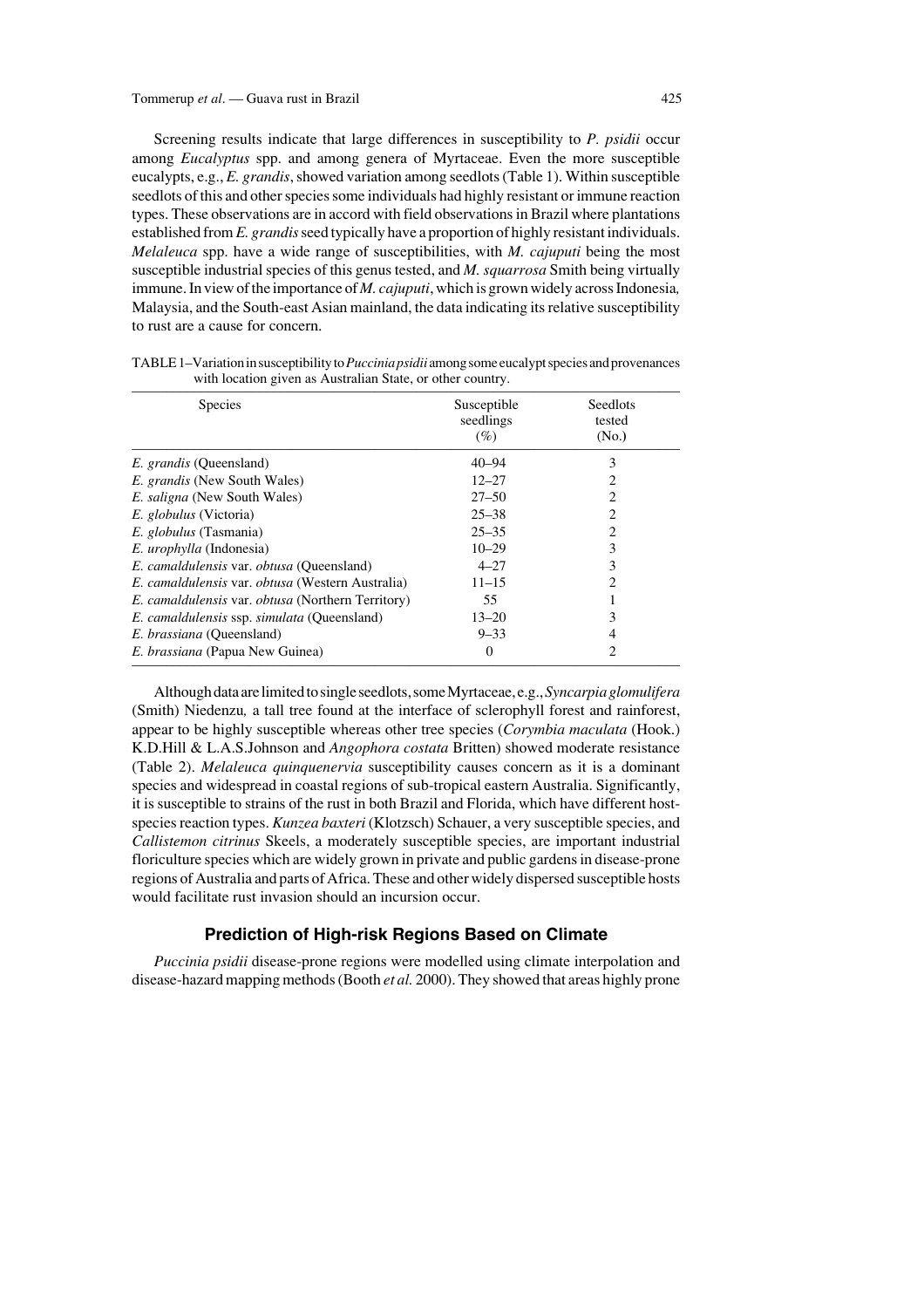Screening results indicate that large differences in susceptibility to *P. psidii* occur among *Eucalyptus* spp. and among genera of Myrtaceae. Even the more susceptible eucalypts, e.g., *E. grandis*, showed variation among seedlots (Table 1). Within susceptible seedlots of this and other species some individuals had highly resistant or immune reaction types. These observations are in accord with field observations in Brazil where plantations established from *E. grandis* seed typically have a proportion of highly resistant individuals. *Melaleuca* spp. have a wide range of susceptibilities, with *M. cajuputi* being the most susceptible industrial species of this genus tested, and *M. squarrosa* Smith being virtually immune. In view of the importance of *M. cajuputi*, which is grown widely across Indonesia, Malaysia, and the South-east Asian mainland, the data indicating its relative susceptibility to rust are a cause for concern.

TABLE 1–Variation in susceptibility to *Puccinia psidii* among some eucalypt species and provenances with location given as Australian State, or other country.

| Species | Susceptible seedlings (%) | Seedlots tested (No.) |
|---|---|---|
| *E. grandis* (Queensland) | 40–94 | 3 |
| *E. grandis* (New South Wales) | 12–27 | 2 |
| *E. saligna* (New South Wales) | 27–50 | 2 |
| *E. globulus* (Victoria) | 25–38 | 2 |
| *E. globulus* (Tasmania) | 25–35 | 2 |
| *E. urophylla* (Indonesia) | 10–29 | 3 |
| *E. camaldulensis* var. *obtusa* (Queensland) | 4–27 | 3 |
| *E. camaldulensis* var. *obtusa* (Western Australia) | 11–15 | 2 |
| *E. camaldulensis* var. *obtusa* (Northern Territory) | 55 | 1 |
| *E. camaldulensis* ssp. *simulata* (Queensland) | 13–20 | 3 |
| *E. brassiana* (Queensland) | 9–33 | 4 |
| *E. brassiana* (Papua New Guinea) | 0 | 2 |

Although data are limited to single seedlots, some Myrtaceae, e.g., *Syncarpia glomulifera* (Smith) Niedenzu, a tall tree found at the interface of sclerophyll forest and rainforest, appear to be highly susceptible whereas other tree species (*Corymbia maculata* (Hook.) K.D.Hill & L.A.S.Johnson and *Angophora costata* Britten) showed moderate resistance (Table 2). *Melaleuca quinquenervia* susceptibility causes concern as it is a dominant species and widespread in coastal regions of sub-tropical eastern Australia. Significantly, it is susceptible to strains of the rust in both Brazil and Florida, which have different host-species reaction types. *Kunzea baxteri* (Klotzsch) Schauer, a very susceptible species, and *Callistemon citrinus* Skeels, a moderately susceptible species, are important industrial floriculture species which are widely grown in private and public gardens in disease-prone regions of Australia and parts of Africa. These and other widely dispersed susceptible hosts would facilitate rust invasion should an incursion occur.

## Prediction of High-risk Regions Based on Climate

*Puccinia psidii* disease-prone regions were modelled using climate interpolation and disease-hazard mapping methods (Booth *et al.* 2000). They showed that areas highly prone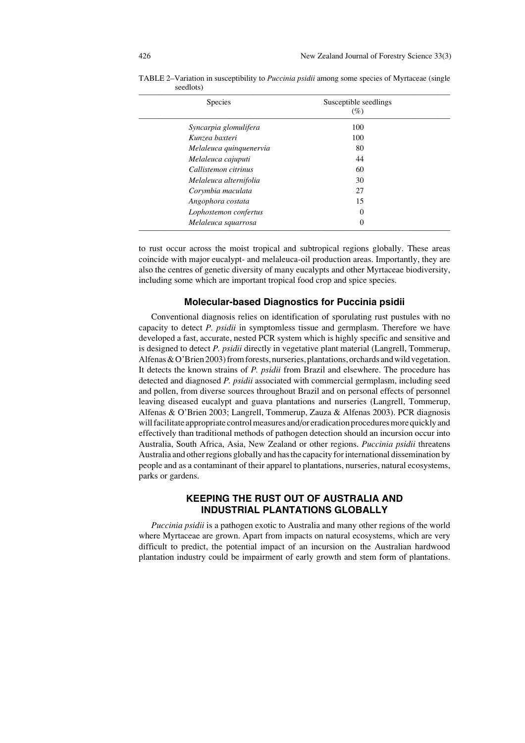TABLE 2–Variation in susceptibility to *Puccinia psidii* among some species of Myrtaceae (single seedlots)

| Species | Susceptible seedlings (%) |
|---|---|
| *Syncarpia glomulifera* | 100 |
| *Kunzea baxteri* | 100 |
| *Melaleuca quinquenervia* | 80 |
| *Melaleuca cajuputi* | 44 |
| *Callistemon citrinus* | 60 |
| *Melaleuca alternifolia* | 30 |
| *Corymbia maculata* | 27 |
| *Angophora costata* | 15 |
| *Lophostemon confertus* | 0 |
| *Melaleuca squarrosa* | 0 |

to rust occur across the moist tropical and subtropical regions globally. These areas coincide with major eucalypt- and melaleuca-oil production areas. Importantly, they are also the centres of genetic diversity of many eucalypts and other Myrtaceae biodiversity, including some which are important tropical food crop and spice species.

### Molecular-based Diagnostics for Puccinia psidii

Conventional diagnosis relies on identification of sporulating rust pustules with no capacity to detect *P. psidii* in symptomless tissue and germplasm. Therefore we have developed a fast, accurate, nested PCR system which is highly specific and sensitive and is designed to detect *P. psidii* directly in vegetative plant material (Langrell, Tommerup, Alfenas & O'Brien 2003) from forests, nurseries, plantations, orchards and wild vegetation. It detects the known strains of *P. psidii* from Brazil and elsewhere. The procedure has detected and diagnosed *P. psidii* associated with commercial germplasm, including seed and pollen, from diverse sources throughout Brazil and on personal effects of personnel leaving diseased eucalypt and guava plantations and nurseries (Langrell, Tommerup, Alfenas & O'Brien 2003; Langrell, Tommerup, Zauza & Alfenas 2003). PCR diagnosis will facilitate appropriate control measures and/or eradication procedures more quickly and effectively than traditional methods of pathogen detection should an incursion occur into Australia, South Africa, Asia, New Zealand or other regions. *Puccinia psidii* threatens Australia and other regions globally and has the capacity for international dissemination by people and as a contaminant of their apparel to plantations, nurseries, natural ecosystems, parks or gardens.

## KEEPING THE RUST OUT OF AUSTRALIA AND INDUSTRIAL PLANTATIONS GLOBALLY

*Puccinia psidii* is a pathogen exotic to Australia and many other regions of the world where Myrtaceae are grown. Apart from impacts on natural ecosystems, which are very difficult to predict, the potential impact of an incursion on the Australian hardwood plantation industry could be impairment of early growth and stem form of plantations.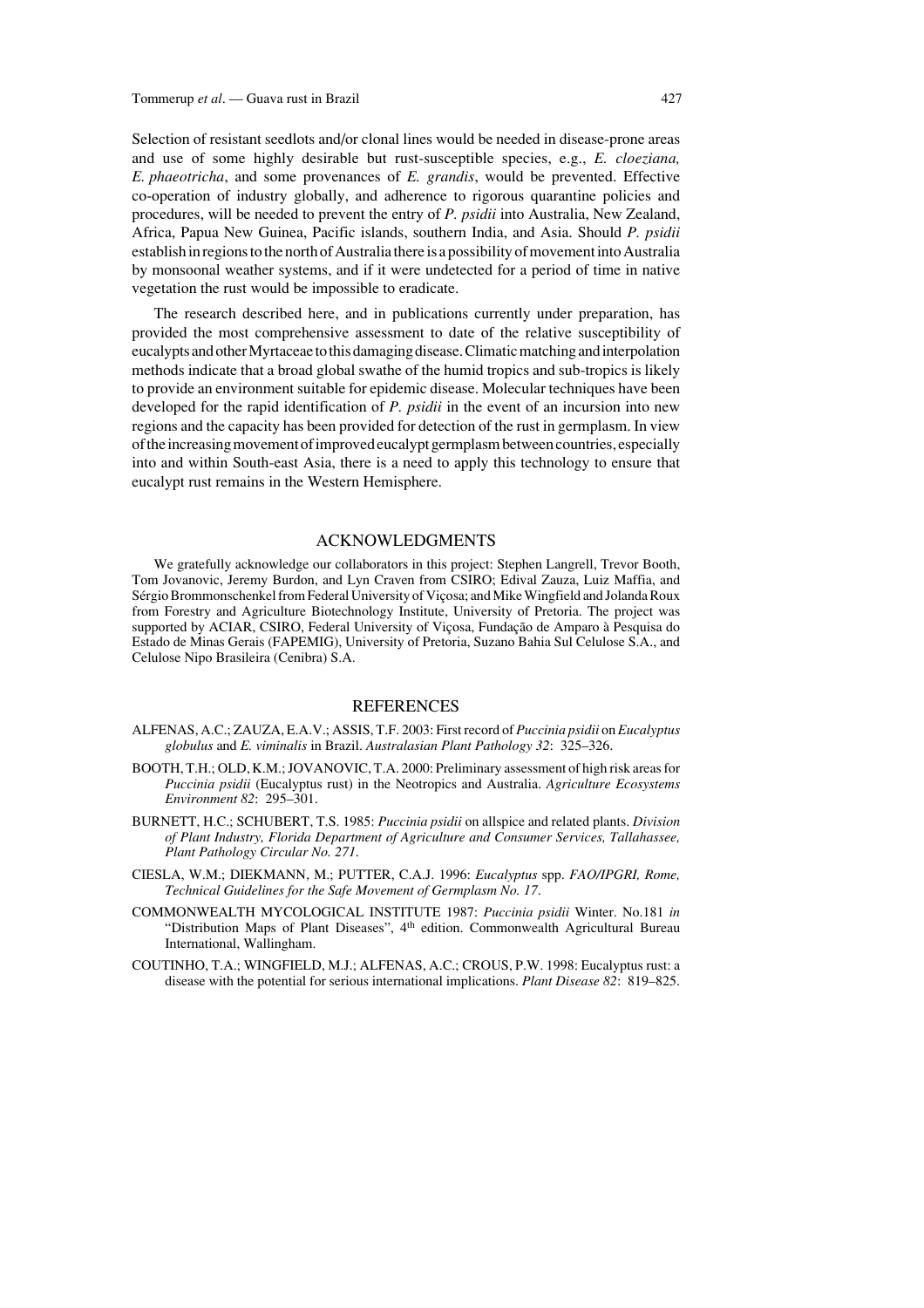Selection of resistant seedlots and/or clonal lines would be needed in disease-prone areas and use of some highly desirable but rust-susceptible species, e.g., *E. cloeziana, E. phaeotricha*, and some provenances of *E. grandis*, would be prevented. Effective co-operation of industry globally, and adherence to rigorous quarantine policies and procedures, will be needed to prevent the entry of *P. psidii* into Australia, New Zealand, Africa, Papua New Guinea, Pacific islands, southern India, and Asia. Should *P. psidii* establish in regions to the north of Australia there is a possibility of movement into Australia by monsoonal weather systems, and if it were undetected for a period of time in native vegetation the rust would be impossible to eradicate.

The research described here, and in publications currently under preparation, has provided the most comprehensive assessment to date of the relative susceptibility of eucalypts and other Myrtaceae to this damaging disease. Climatic matching and interpolation methods indicate that a broad global swathe of the humid tropics and sub-tropics is likely to provide an environment suitable for epidemic disease. Molecular techniques have been developed for the rapid identification of *P. psidii* in the event of an incursion into new regions and the capacity has been provided for detection of the rust in germplasm. In view of the increasing movement of improved eucalypt germplasm between countries, especially into and within South-east Asia, there is a need to apply this technology to ensure that eucalypt rust remains in the Western Hemisphere.

## ACKNOWLEDGMENTS

We gratefully acknowledge our collaborators in this project: Stephen Langrell, Trevor Booth, Tom Jovanovic, Jeremy Burdon, and Lyn Craven from CSIRO; Edival Zauza, Luiz Maffia, and Sérgio Brommonschenkel from Federal University of Viçosa; and Mike Wingfield and Jolanda Roux from Forestry and Agriculture Biotechnology Institute, University of Pretoria. The project was supported by ACIAR, CSIRO, Federal University of Viçosa, Fundação de Amparo à Pesquisa do Estado de Minas Gerais (FAPEMIG), University of Pretoria, Suzano Bahia Sul Celulose S.A., and Celulose Nipo Brasileira (Cenibra) S.A.

## REFERENCES

ALFENAS, A.C.; ZAUZA, E.A.V.; ASSIS, T.F. 2003: First record of *Puccinia psidii* on *Eucalyptus globulus* and *E. viminalis* in Brazil. *Australasian Plant Pathology 32*: 325–326.

BOOTH, T.H.; OLD, K.M.; JOVANOVIC, T.A. 2000: Preliminary assessment of high risk areas for *Puccinia psidii* (Eucalyptus rust) in the Neotropics and Australia. *Agriculture Ecosystems Environment 82*: 295–301.

BURNETT, H.C.; SCHUBERT, T.S. 1985: *Puccinia psidii* on allspice and related plants. *Division of Plant Industry, Florida Department of Agriculture and Consumer Services, Tallahassee, Plant Pathology Circular No. 271*.

CIESLA, W.M.; DIEKMANN, M.; PUTTER, C.A.J. 1996: *Eucalyptus* spp. *FAO/IPGRI, Rome, Technical Guidelines for the Safe Movement of Germplasm No. 17*.

COMMONWEALTH MYCOLOGICAL INSTITUTE 1987: *Puccinia psidii* Winter. No.181 *in* "Distribution Maps of Plant Diseases", 4th edition. Commonwealth Agricultural Bureau International, Wallingham.

COUTINHO, T.A.; WINGFIELD, M.J.; ALFENAS, A.C.; CROUS, P.W. 1998: Eucalyptus rust: a disease with the potential for serious international implications. *Plant Disease 82*: 819–825.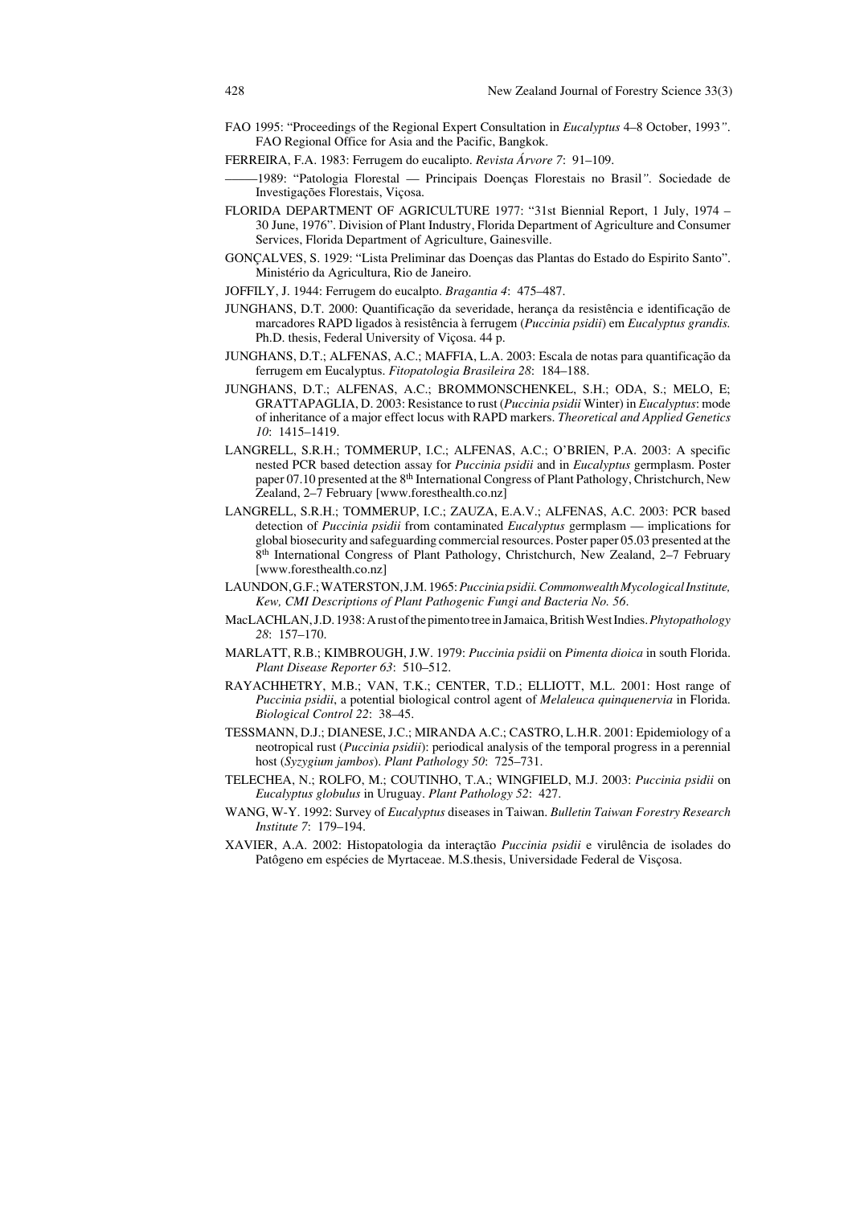FAO 1995: "Proceedings of the Regional Expert Consultation in *Eucalyptus* 4–8 October, 1993". FAO Regional Office for Asia and the Pacific, Bangkok.

FERREIRA, F.A. 1983: Ferrugem do eucalipto. *Revista Árvore 7*: 91–109.

——1989: "Patologia Florestal — Principais Doenças Florestais no Brasil". Sociedade de Investigações Florestais, Viçosa.

FLORIDA DEPARTMENT OF AGRICULTURE 1977: "31st Biennial Report, 1 July, 1974 – 30 June, 1976". Division of Plant Industry, Florida Department of Agriculture and Consumer Services, Florida Department of Agriculture, Gainesville.

GONÇALVES, S. 1929: "Lista Preliminar das Doenças das Plantas do Estado do Espirito Santo". Ministério da Agricultura, Rio de Janeiro.

JOFFILY, J. 1944: Ferrugem do eucalpto. *Bragantia 4*: 475–487.

JUNGHANS, D.T. 2000: Quantificação da severidade, herança da resistência e identificação de marcadores RAPD ligados à resistência à ferrugem (*Puccinia psidii*) em *Eucalyptus grandis.* Ph.D. thesis, Federal University of Viçosa. 44 p.

JUNGHANS, D.T.; ALFENAS, A.C.; MAFFIA, L.A. 2003: Escala de notas para quantificação da ferrugem em Eucalyptus. *Fitopatologia Brasileira 28*: 184–188.

JUNGHANS, D.T.; ALFENAS, A.C.; BROMMONSCHENKEL, S.H.; ODA, S.; MELO, E; GRATTAPAGLIA, D. 2003: Resistance to rust (*Puccinia psidii* Winter) in *Eucalyptus*: mode of inheritance of a major effect locus with RAPD markers. *Theoretical and Applied Genetics 10*: 1415–1419.

LANGRELL, S.R.H.; TOMMERUP, I.C.; ALFENAS, A.C.; O'BRIEN, P.A. 2003: A specific nested PCR based detection assay for *Puccinia psidii* and in *Eucalyptus* germplasm. Poster paper 07.10 presented at the 8th International Congress of Plant Pathology, Christchurch, New Zealand, 2–7 February [www.foresthealth.co.nz]

LANGRELL, S.R.H.; TOMMERUP, I.C.; ZAUZA, E.A.V.; ALFENAS, A.C. 2003: PCR based detection of *Puccinia psidii* from contaminated *Eucalyptus* germplasm — implications for global biosecurity and safeguarding commercial resources. Poster paper 05.03 presented at the 8th International Congress of Plant Pathology, Christchurch, New Zealand, 2–7 February [www.foresthealth.co.nz]

LAUNDON, G.F.; WATERSTON, J.M. 1965: *Puccinia psidii. Commonwealth Mycological Institute, Kew, CMI Descriptions of Plant Pathogenic Fungi and Bacteria No. 56*.

MacLACHLAN, J.D. 1938: A rust of the pimento tree in Jamaica, British West Indies. *Phytopathology 28*: 157–170.

MARLATT, R.B.; KIMBROUGH, J.W. 1979: *Puccinia psidii* on *Pimenta dioica* in south Florida. *Plant Disease Reporter 63*: 510–512.

RAYACHHETRY, M.B.; VAN, T.K.; CENTER, T.D.; ELLIOTT, M.L. 2001: Host range of *Puccinia psidii*, a potential biological control agent of *Melaleuca quinquenervia* in Florida. *Biological Control 22*: 38–45.

TESSMANN, D.J.; DIANESE, J.C.; MIRANDA A.C.; CASTRO, L.H.R. 2001: Epidemiology of a neotropical rust (*Puccinia psidii*): periodical analysis of the temporal progress in a perennial host (*Syzygium jambos*). *Plant Pathology 50*: 725–731.

TELECHEA, N.; ROLFO, M.; COUTINHO, T.A.; WINGFIELD, M.J. 2003: *Puccinia psidii* on *Eucalyptus globulus* in Uruguay. *Plant Pathology 52*: 427.

WANG, W-Y. 1992: Survey of *Eucalyptus* diseases in Taiwan. *Bulletin Taiwan Forestry Research Institute 7*: 179–194.

XAVIER, A.A. 2002: Histopatologia da interaçtão *Puccinia psidii* e virulência de isolades do Patôgeno em espécies de Myrtaceae. M.S.thesis, Universidade Federal de Visçosa.